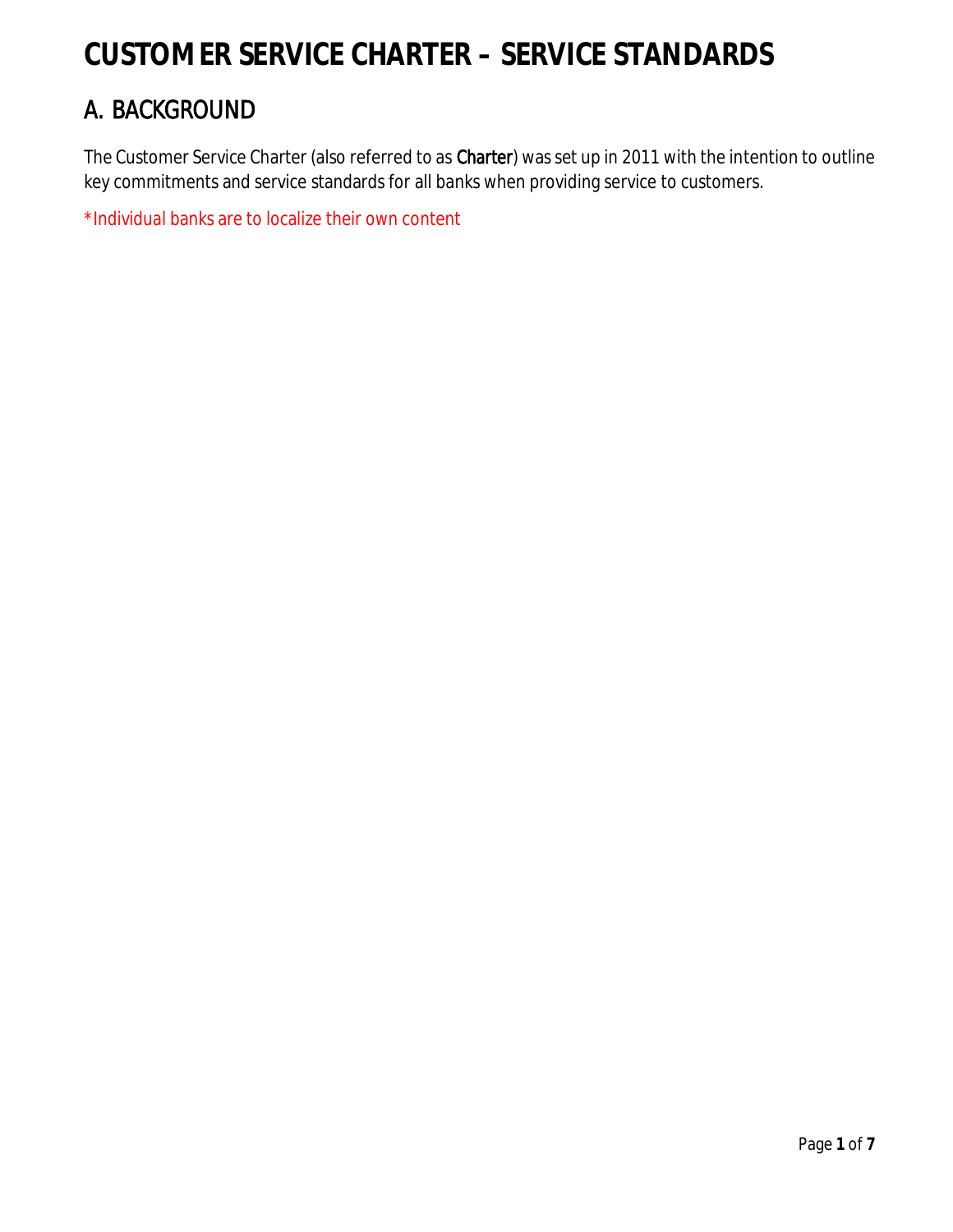# CUSTOMER SERVICE CHARTER – SERVICE STANDARDS

## A. BACKGROUND

The Customer Service Charter (also referred to as **Charter**) was set up in 2011 with the intention to outline key commitments and service standards for all banks when providing service to customers.

*Individual banks are to localize their own content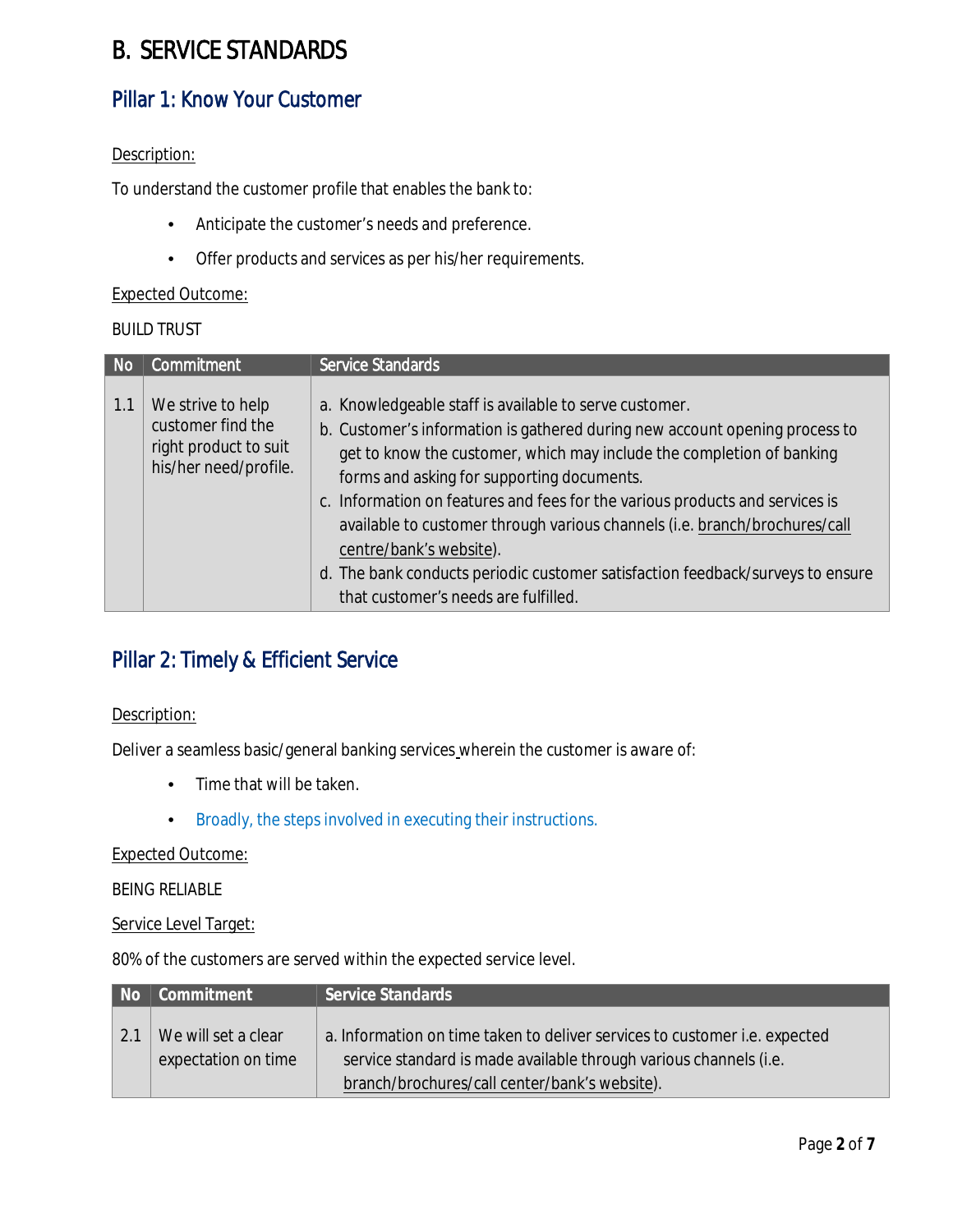# B. SERVICE STANDARDS

## Pillar 1: Know Your Customer

Description:

To understand the customer profile that enables the bank to:

- Anticipate the customer's needs and preference.
- Offer products and services as per his/her requirements.

Expected Outcome:

BUILD TRUST

| No | Commitment | Service Standards |
|---|---|---|
| 1.1 | We strive to help customer find the right product to suit his/her need/profile. | a. Knowledgeable staff is available to serve customer.<br>b. Customer's information is gathered during new account opening process to get to know the customer, which may include the completion of banking forms and asking for supporting documents.<br>c. Information on features and fees for the various products and services is available to customer through various channels (i.e. branch/brochures/call centre/bank's website).<br>d. The bank conducts periodic customer satisfaction feedback/surveys to ensure that customer's needs are fulfilled. |

## Pillar 2: Timely & Efficient Service

Description:

Deliver a seamless basic/general banking services wherein the customer is aware of:

- Time that will be taken.
- Broadly, the steps involved in executing their instructions.

Expected Outcome:

BEING RELIABLE

Service Level Target:

80% of the customers are served within the expected service level.

| No | Commitment | Service Standards |
|---|---|---|
| 2.1 | We will set a clear expectation on time | a. Information on time taken to deliver services to customer i.e. expected service standard is made available through various channels (i.e. branch/brochures/call center/bank's website). |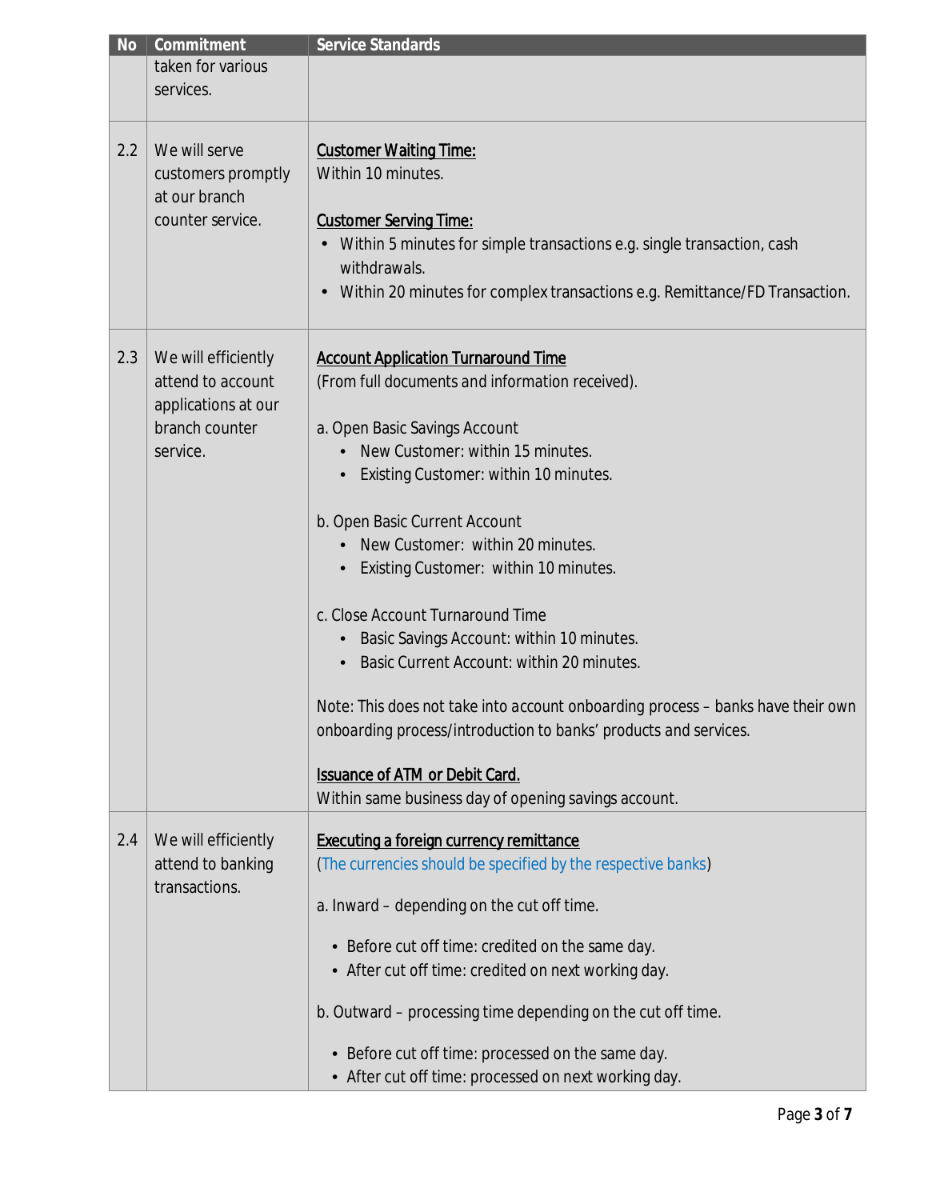| No | Commitment | Service Standards |
|---|---|---|
| | taken for various services. | |
| 2.2 | We will serve customers promptly at our branch counter service. | <u>Customer Waiting Time:</u><br>Within 10 minutes.<br><br><u>Customer Serving Time:</u><br>• Within 5 minutes for simple transactions e.g. single transaction, cash withdrawals.<br>• Within 20 minutes for complex transactions e.g. Remittance/FD Transaction. |
| 2.3 | We will efficiently attend to account applications at our branch counter service. | <u>Account Application Turnaround Time</u><br>(From full documents and information received).<br><br>a. Open Basic Savings Account<br>• New Customer: within 15 minutes.<br>• Existing Customer: within 10 minutes.<br><br>b. Open Basic Current Account<br>• New Customer: within 20 minutes.<br>• Existing Customer: within 10 minutes.<br><br>c. Close Account Turnaround Time<br>• Basic Savings Account: within 10 minutes.<br>• Basic Current Account: within 20 minutes.<br><br>Note: This does not take into account onboarding process – banks have their own onboarding process/introduction to banks' products and services.<br><br><u>Issuance of ATM or Debit Card.</u><br>Within same business day of opening savings account. |
| 2.4 | We will efficiently attend to banking transactions. | <u>Executing a foreign currency remittance</u><br>(The currencies should be specified by the respective banks)<br><br>a. Inward – depending on the cut off time.<br><br>• Before cut off time: credited on the same day.<br>• After cut off time: credited on next working day.<br><br>b. Outward – processing time depending on the cut off time.<br><br>• Before cut off time: processed on the same day.<br>• After cut off time: processed on next working day. |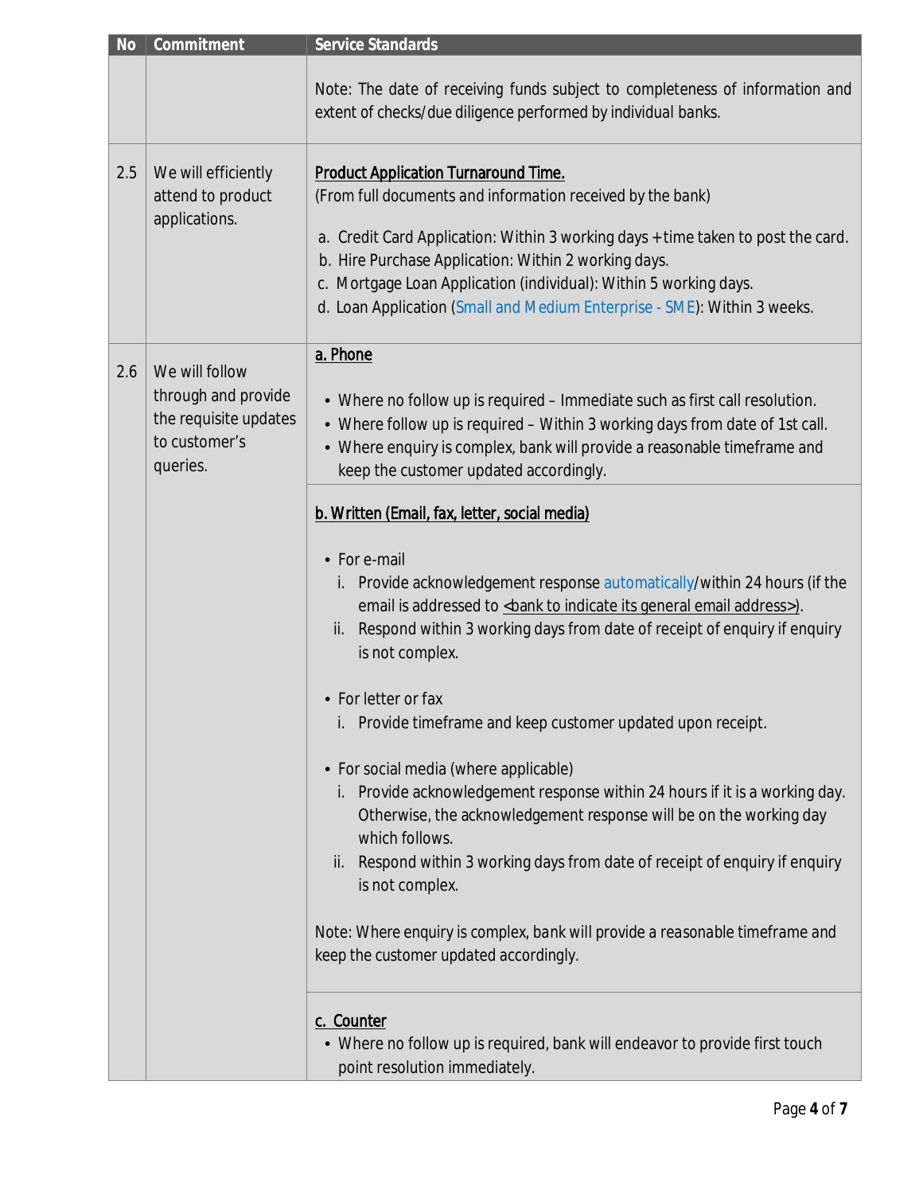| No | Commitment | Service Standards |
|---|---|---|
| | | Note: The date of receiving funds subject to completeness of information and extent of checks/due diligence performed by individual banks. |
| 2.5 | We will efficiently attend to product applications. | <u>Product Application Turnaround Time.</u><br>(From full documents and information received by the bank)<br><br>a. Credit Card Application: Within 3 working days + time taken to post the card.<br>b. Hire Purchase Application: Within 2 working days.<br>c. Mortgage Loan Application (individual): Within 5 working days.<br>d. Loan Application (Small and Medium Enterprise - SME): Within 3 weeks. |
| 2.6 | We will follow through and provide the requisite updates to customer's queries. | <u>a. Phone</u><br><br>• Where no follow up is required – Immediate such as first call resolution.<br>• Where follow up is required – Within 3 working days from date of 1st call.<br>• Where enquiry is complex, bank will provide a reasonable timeframe and keep the customer updated accordingly. |
| | | <u>b. Written (Email, fax, letter, social media)</u><br><br>• For e-mail<br>i. Provide acknowledgement response automatically/within 24 hours (if the email is addressed to <u><bank to indicate its general email address></u>).<br>ii. Respond within 3 working days from date of receipt of enquiry if enquiry is not complex.<br><br>• For letter or fax<br>i. Provide timeframe and keep customer updated upon receipt.<br><br>• For social media (where applicable)<br>i. Provide acknowledgement response within 24 hours if it is a working day. Otherwise, the acknowledgement response will be on the working day which follows.<br>ii. Respond within 3 working days from date of receipt of enquiry if enquiry is not complex.<br><br>Note: Where enquiry is complex, bank will provide a reasonable timeframe and keep the customer updated accordingly. |
| | | <u>c. Counter</u><br>• Where no follow up is required, bank will endeavor to provide first touch point resolution immediately. |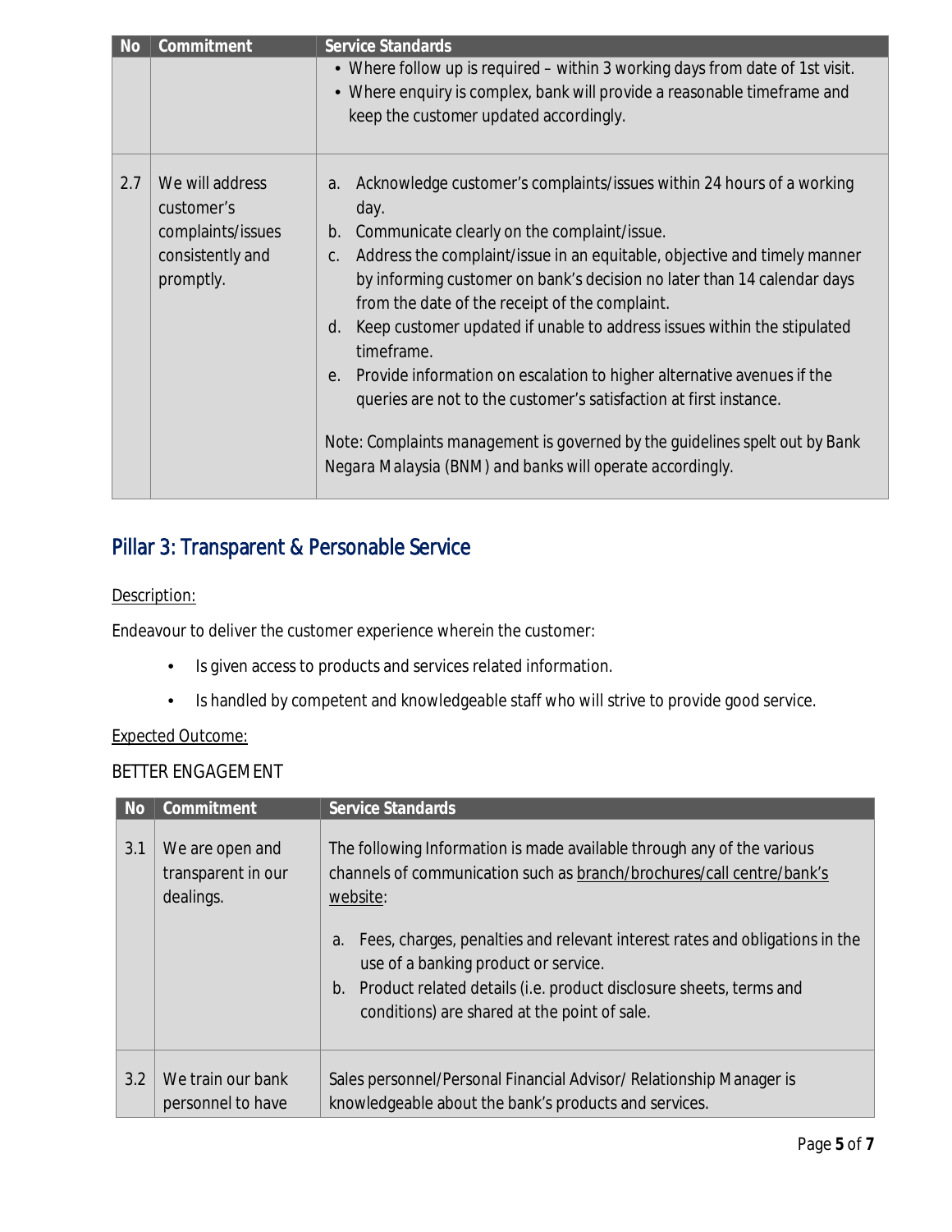| No | Commitment | Service Standards |
|---|---|---|
| | | • Where follow up is required – within 3 working days from date of 1st visit.<br>• Where enquiry is complex, bank will provide a reasonable timeframe and keep the customer updated accordingly. |
| 2.7 | We will address customer's complaints/issues consistently and promptly. | a. Acknowledge customer's complaints/issues within 24 hours of a working day.<br>b. Communicate clearly on the complaint/issue.<br>c. Address the complaint/issue in an equitable, objective and timely manner by informing customer on bank's decision no later than 14 calendar days from the date of the receipt of the complaint.<br>d. Keep customer updated if unable to address issues within the stipulated timeframe.<br>e. Provide information on escalation to higher alternative avenues if the queries are not to the customer's satisfaction at first instance.<br><br>Note: Complaints management is governed by the guidelines spelt out by Bank Negara Malaysia (BNM) and banks will operate accordingly. |

## Pillar 3: Transparent & Personable Service

Description:

Endeavour to deliver the customer experience wherein the customer:

- Is given access to products and services related information.
- Is handled by competent and knowledgeable staff who will strive to provide good service.

Expected Outcome:

BETTER ENGAGEMENT

| No | Commitment | Service Standards |
|---|---|---|
| 3.1 | We are open and transparent in our dealings. | The following Information is made available through any of the various channels of communication such as branch/brochures/call centre/bank's website:<br><br>a. Fees, charges, penalties and relevant interest rates and obligations in the use of a banking product or service.<br>b. Product related details (i.e. product disclosure sheets, terms and conditions) are shared at the point of sale. |
| 3.2 | We train our bank personnel to have | Sales personnel/Personal Financial Advisor/ Relationship Manager is knowledgeable about the bank's products and services. |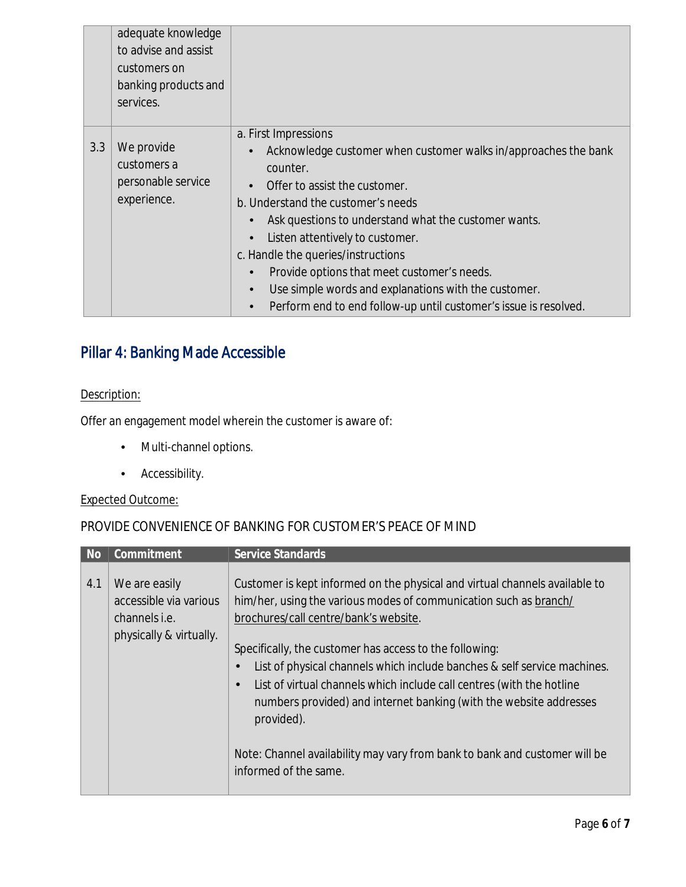| | | |
|---|---|---|
| | adequate knowledge to advise and assist customers on banking products and services. | |
| 3.3 | We provide customers a personable service experience. | a. First Impressions<br>• Acknowledge customer when customer walks in/approaches the bank counter.<br>• Offer to assist the customer.<br>b. Understand the customer's needs<br>• Ask questions to understand what the customer wants.<br>• Listen attentively to customer.<br>c. Handle the queries/instructions<br>• Provide options that meet customer's needs.<br>• Use simple words and explanations with the customer.<br>• Perform end to end follow-up until customer's issue is resolved. |

## Pillar 4: Banking Made Accessible

<u>Description:</u>

Offer an engagement model wherein the customer is aware of:

- Multi-channel options.
- Accessibility.

<u>Expected Outcome:</u>

PROVIDE CONVENIENCE OF BANKING FOR CUSTOMER'S PEACE OF MIND

| No | Commitment | Service Standards |
|---|---|---|
| 4.1 | We are easily accessible via various channels i.e. physically & virtually. | Customer is kept informed on the physical and virtual channels available to him/her, using the various modes of communication such as <u>branch/ brochures/call centre/bank's website</u>.<br><br>Specifically, the customer has access to the following:<br>• List of physical channels which include banches & self service machines.<br>• List of virtual channels which include call centres (with the hotline numbers provided) and internet banking (with the website addresses provided).<br><br>Note: Channel availability may vary from bank to bank and customer will be informed of the same. |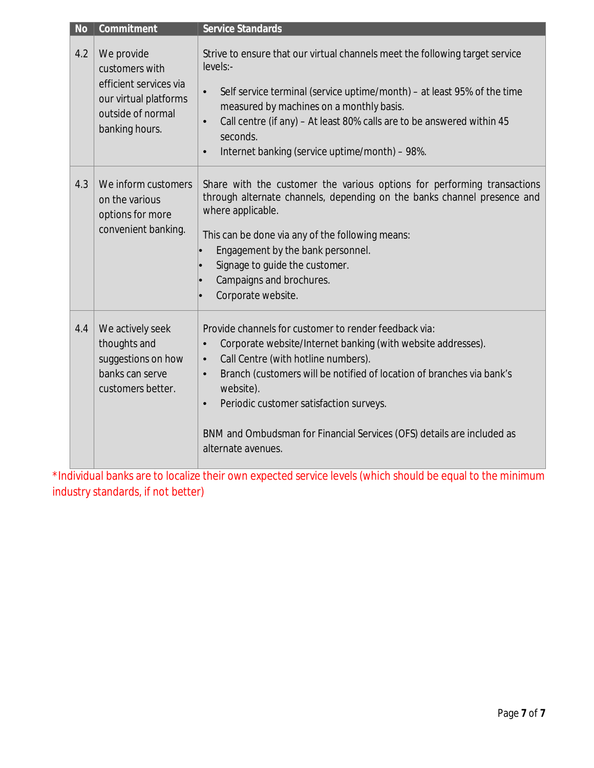| No | Commitment | Service Standards |
|---|---|---|
| 4.2 | We provide customers with efficient services via our virtual platforms outside of normal banking hours. | Strive to ensure that our virtual channels meet the following target service levels:-<br><br>• Self service terminal (service uptime/month) – at least 95% of the time measured by machines on a monthly basis.<br>• Call centre (if any) – At least 80% calls are to be answered within 45 seconds.<br>• Internet banking (service uptime/month) – 98%. |
| 4.3 | We inform customers on the various options for more convenient banking. | Share with the customer the various options for performing transactions through alternate channels, depending on the banks channel presence and where applicable.<br><br>This can be done via any of the following means:<br>• Engagement by the bank personnel.<br>• Signage to guide the customer.<br>• Campaigns and brochures.<br>• Corporate website. |
| 4.4 | We actively seek thoughts and suggestions on how banks can serve customers better. | Provide channels for customer to render feedback via:<br>• Corporate website/Internet banking (with website addresses).<br>• Call Centre (with hotline numbers).<br>• Branch (customers will be notified of location of branches via bank's website).<br>• Periodic customer satisfaction surveys.<br><br>BNM and Ombudsman for Financial Services (OFS) details are included as alternate avenues. |

*Individual banks are to localize their own expected service levels (which should be equal to the minimum industry standards, if not better)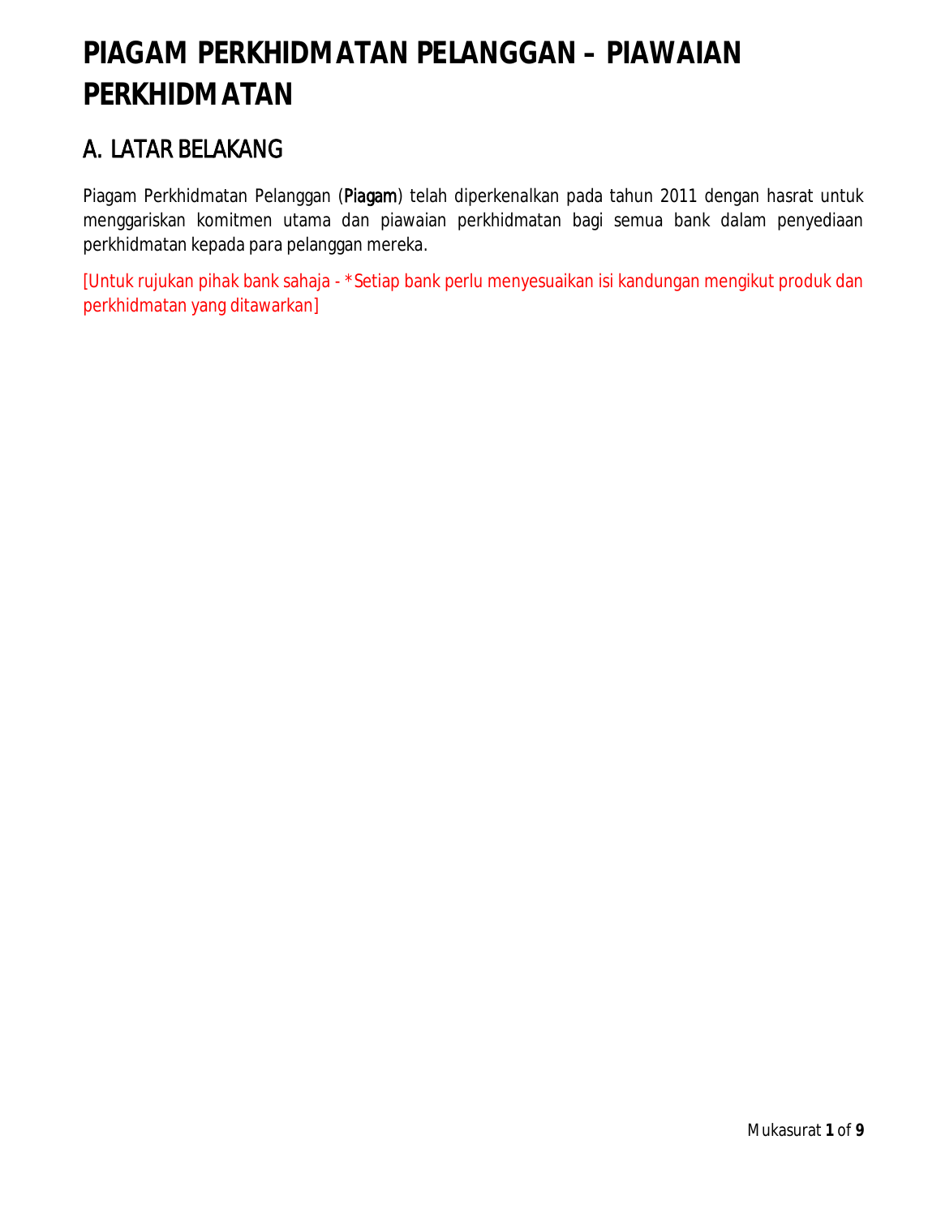# PIAGAM PERKHIDMATAN PELANGGAN – PIAWAIAN PERKHIDMATAN

## A. LATAR BELAKANG

Piagam Perkhidmatan Pelanggan (**Piagam**) telah diperkenalkan pada tahun 2011 dengan hasrat untuk menggariskan komitmen utama dan piawaian perkhidmatan bagi semua bank dalam penyediaan perkhidmatan kepada para pelanggan mereka.

[Untuk rujukan pihak bank sahaja - *Setiap bank perlu menyesuaikan isi kandungan mengikut produk dan perkhidmatan yang ditawarkan]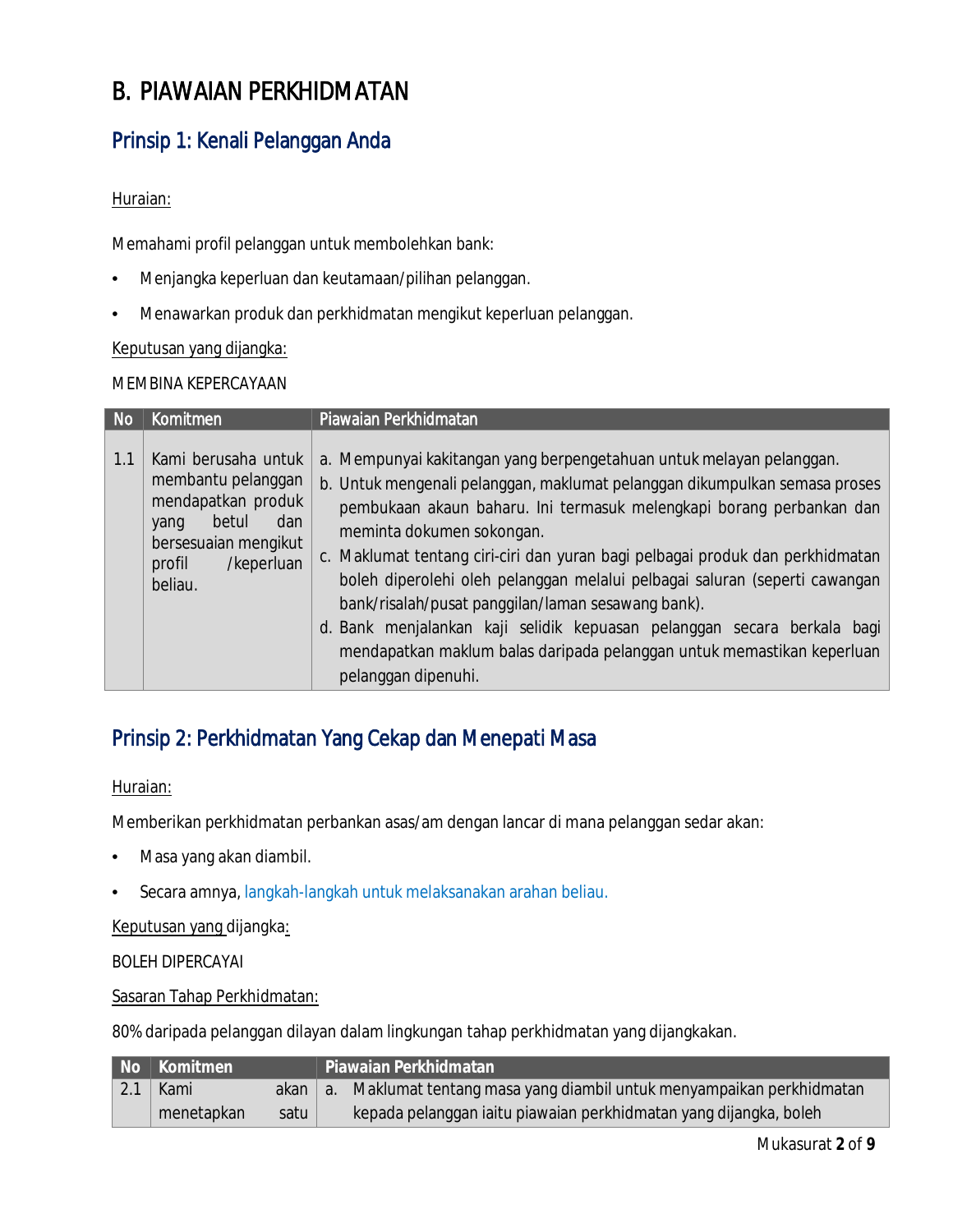# B. PIAWAIAN PERKHIDMATAN

## Prinsip 1: Kenali Pelanggan Anda

Huraian:

Memahami profil pelanggan untuk membolehkan bank:

- Menjangka keperluan dan keutamaan/pilihan pelanggan.
- Menawarkan produk dan perkhidmatan mengikut keperluan pelanggan.

Keputusan yang dijangka:

MEMBINA KEPERCAYAAN

| No | Komitmen | Piawaian Perkhidmatan |
|---|---|---|
| 1.1 | Kami berusaha untuk membantu pelanggan mendapatkan produk yang betul dan bersesuaian mengikut profil /keperluan beliau. | a. Mempunyai kakitangan yang berpengetahuan untuk melayan pelanggan.<br>b. Untuk mengenali pelanggan, maklumat pelanggan dikumpulkan semasa proses pembukaan akaun baharu. Ini termasuk melengkapi borang perbankan dan meminta dokumen sokongan.<br>c. Maklumat tentang ciri-ciri dan yuran bagi pelbagai produk dan perkhidmatan boleh diperolehi oleh pelanggan melalui pelbagai saluran (seperti cawangan bank/risalah/pusat panggilan/laman sesawang bank).<br>d. Bank menjalankan kaji selidik kepuasan pelanggan secara berkala bagi mendapatkan maklum balas daripada pelanggan untuk memastikan keperluan pelanggan dipenuhi. |

## Prinsip 2: Perkhidmatan Yang Cekap dan Menepati Masa

Huraian:

Memberikan perkhidmatan perbankan asas/am dengan lancar di mana pelanggan sedar akan:

- Masa yang akan diambil.
- Secara amnya, langkah-langkah untuk melaksanakan arahan beliau.

Keputusan yang dijangka:

BOLEH DIPERCAYAI

Sasaran Tahap Perkhidmatan:

80% daripada pelanggan dilayan dalam lingkungan tahap perkhidmatan yang dijangkakan.

| No | Komitmen | Piawaian Perkhidmatan |
|---|---|---|
| 2.1 | Kami akan menetapkan satu | a. Maklumat tentang masa yang diambil untuk menyampaikan perkhidmatan kepada pelanggan iaitu piawaian perkhidmatan yang dijangka, boleh |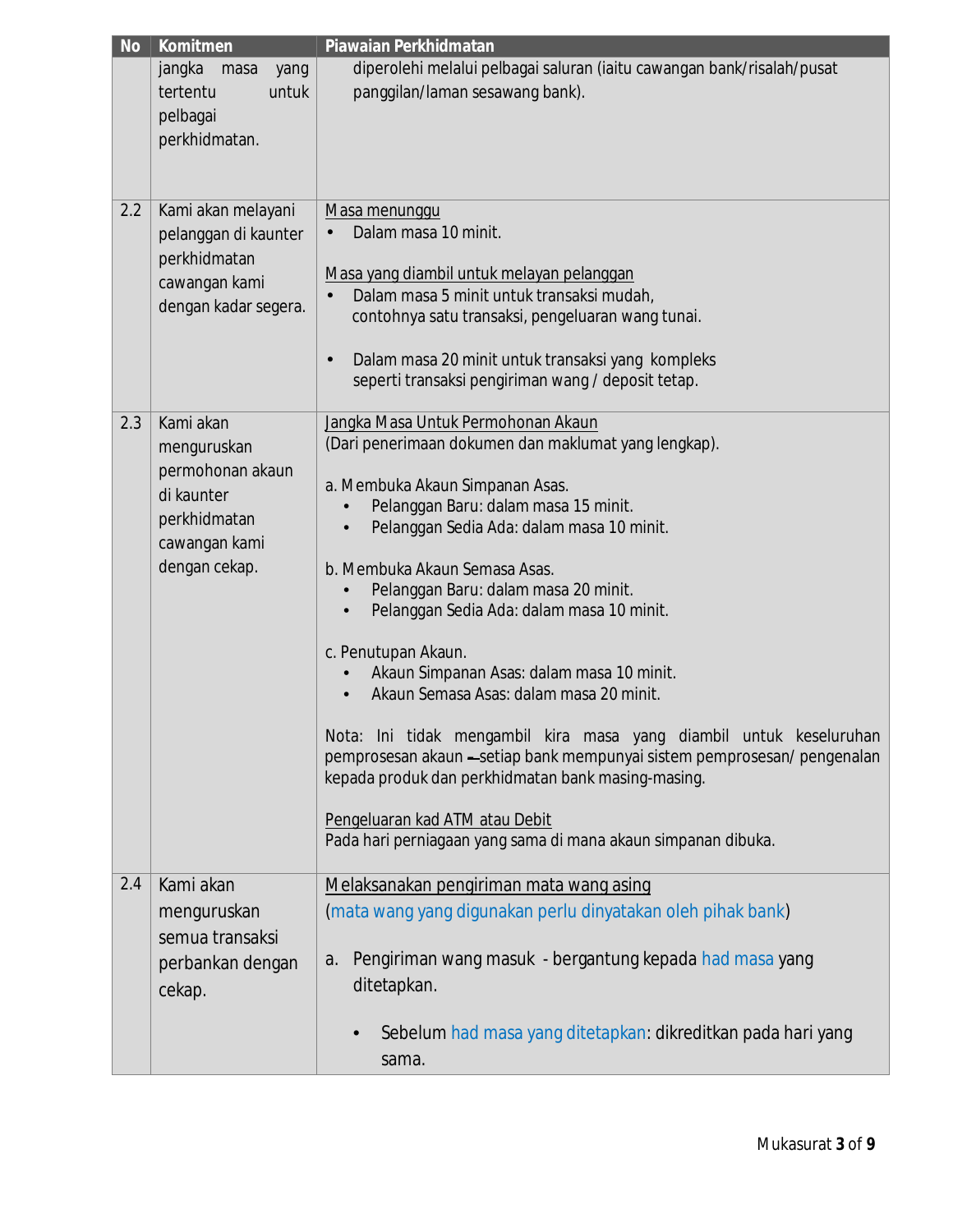| No | Komitmen | Piawaian Perkhidmatan |
|---|---|---|
| | jangka masa yang tertentu untuk pelbagai perkhidmatan. | diperolehi melalui pelbagai saluran (iaitu cawangan bank/risalah/pusat panggilan/laman sesawang bank). |
| 2.2 | Kami akan melayani pelanggan di kaunter perkhidmatan cawangan kami dengan kadar segera. | <u>Masa menunggu</u><br>• Dalam masa 10 minit.<br><br><u>Masa yang diambil untuk melayan pelanggan</u><br>• Dalam masa 5 minit untuk transaksi mudah, contohnya satu transaksi, pengeluaran wang tunai.<br><br>• Dalam masa 20 minit untuk transaksi yang kompleks seperti transaksi pengiriman wang / deposit tetap. |
| 2.3 | Kami akan menguruskan permohonan akaun di kaunter perkhidmatan cawangan kami dengan cekap. | <u>Jangka Masa Untuk Permohonan Akaun</u><br>(Dari penerimaan dokumen dan maklumat yang lengkap).<br><br>a. Membuka Akaun Simpanan Asas.<br>• Pelanggan Baru: dalam masa 15 minit.<br>• Pelanggan Sedia Ada: dalam masa 10 minit.<br><br>b. Membuka Akaun Semasa Asas.<br>• Pelanggan Baru: dalam masa 20 minit.<br>• Pelanggan Sedia Ada: dalam masa 10 minit.<br><br>c. Penutupan Akaun.<br>• Akaun Simpanan Asas: dalam masa 10 minit.<br>• Akaun Semasa Asas: dalam masa 20 minit.<br><br>Nota: Ini tidak mengambil kira masa yang diambil untuk keseluruhan pemprosesan akaun – setiap bank mempunyai sistem pemprosesan/ pengenalan kepada produk dan perkhidmatan bank masing-masing.<br><br><u>Pengeluaran kad ATM atau Debit</u><br>Pada hari perniagaan yang sama di mana akaun simpanan dibuka. |
| 2.4 | Kami akan menguruskan semua transaksi perbankan dengan cekap. | <u>Melaksanakan pengiriman mata wang asing</u><br>(mata wang yang digunakan perlu dinyatakan oleh pihak bank)<br><br>a. Pengiriman wang masuk - bergantung kepada had masa yang ditetapkan.<br><br>• Sebelum had masa yang ditetapkan: dikreditkan pada hari yang sama. |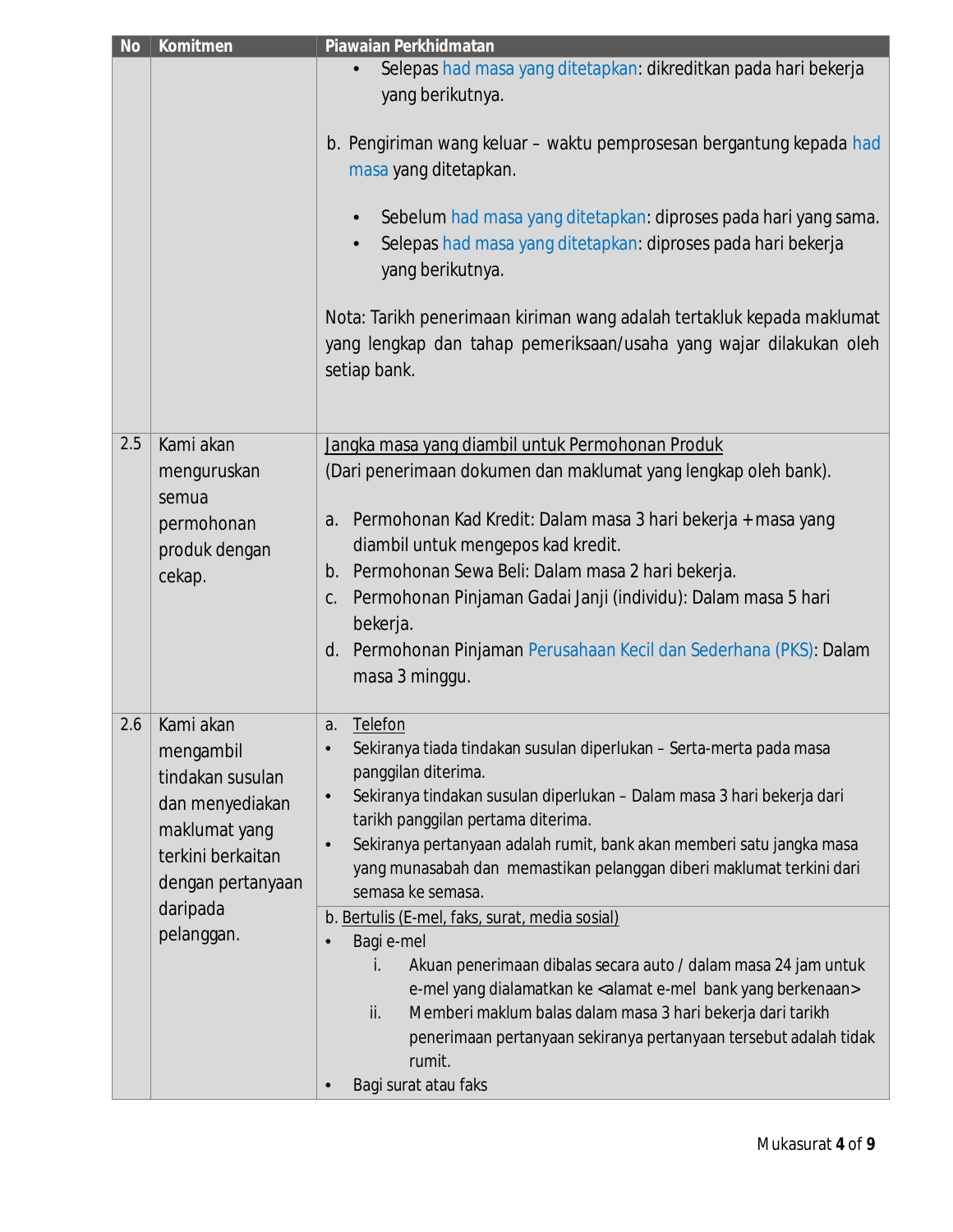| No | Komitmen | Piawaian Perkhidmatan |
|---|---|---|
| | | • Selepas had masa yang ditetapkan: dikreditkan pada hari bekerja yang berikutnya.<br><br>b. Pengiriman wang keluar – waktu pemprosesan bergantung kepada had masa yang ditetapkan.<br><br>• Sebelum had masa yang ditetapkan: diproses pada hari yang sama.<br>• Selepas had masa yang ditetapkan: diproses pada hari bekerja yang berikutnya.<br><br>Nota: Tarikh penerimaan kiriman wang adalah tertakluk kepada maklumat yang lengkap dan tahap pemeriksaan/usaha yang wajar dilakukan oleh setiap bank. |
| 2.5 | Kami akan menguruskan semua permohonan produk dengan cekap. | <u>Jangka masa yang diambil untuk Permohonan Produk</u><br>(Dari penerimaan dokumen dan maklumat yang lengkap oleh bank).<br><br>a. Permohonan Kad Kredit: Dalam masa 3 hari bekerja + masa yang diambil untuk mengepos kad kredit.<br>b. Permohonan Sewa Beli: Dalam masa 2 hari bekerja.<br>c. Permohonan Pinjaman Gadai Janji (individu): Dalam masa 5 hari bekerja.<br>d. Permohonan Pinjaman Perusahaan Kecil dan Sederhana (PKS): Dalam masa 3 minggu. |
| 2.6 | Kami akan mengambil tindakan susulan dan menyediakan maklumat yang terkini berkaitan dengan pertanyaan daripada pelanggan. | a. <u>Telefon</u><br>• Sekiranya tiada tindakan susulan diperlukan – Serta-merta pada masa panggilan diterima.<br>• Sekiranya tindakan susulan diperlukan – Dalam masa 3 hari bekerja dari tarikh panggilan pertama diterima.<br>• Sekiranya pertanyaan adalah rumit, bank akan memberi satu jangka masa yang munasabah dan memastikan pelanggan diberi maklumat terkini dari semasa ke semasa.<br><br>b. <u>Bertulis (E-mel, faks, surat, media sosial)</u><br>• Bagi e-mel<br>i. Akuan penerimaan dibalas secara auto / dalam masa 24 jam untuk e-mel yang dialamatkan ke <alamat e-mel bank yang berkenaan><br>ii. Memberi maklum balas dalam masa 3 hari bekerja dari tarikh penerimaan pertanyaan sekiranya pertanyaan tersebut adalah tidak rumit.<br>• Bagi surat atau faks |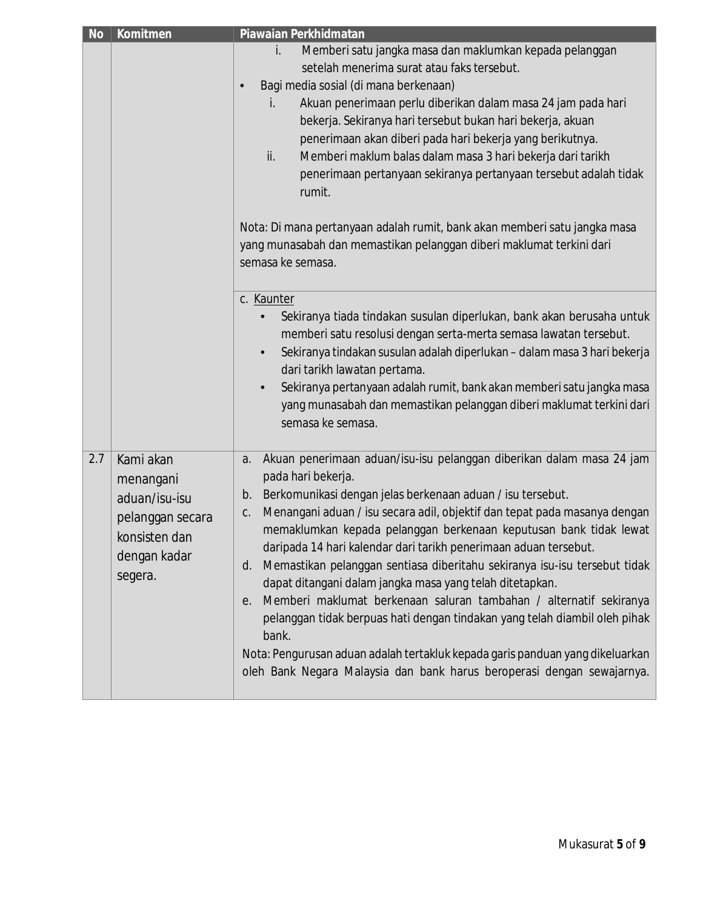| No | Komitmen | Piawaian Perkhidmatan |
|---|---|---|
| | | i. Memberi satu jangka masa dan maklumkan kepada pelanggan setelah menerima surat atau faks tersebut.<br>• Bagi media sosial (di mana berkenaan)<br>i. Akuan penerimaan perlu diberikan dalam masa 24 jam pada hari bekerja. Sekiranya hari tersebut bukan hari bekerja, akuan penerimaan akan diberi pada hari bekerja yang berikutnya.<br>ii. Memberi maklum balas dalam masa 3 hari bekerja dari tarikh penerimaan pertanyaan sekiranya pertanyaan tersebut adalah tidak rumit.<br><br>Nota: Di mana pertanyaan adalah rumit, bank akan memberi satu jangka masa yang munasabah dan memastikan pelanggan diberi maklumat terkini dari semasa ke semasa. |
| | | c. Kaunter<br>• Sekiranya tiada tindakan susulan diperlukan, bank akan berusaha untuk memberi satu resolusi dengan serta-merta semasa lawatan tersebut.<br>• Sekiranya tindakan susulan adalah diperlukan – dalam masa 3 hari bekerja dari tarikh lawatan pertama.<br>• Sekiranya pertanyaan adalah rumit, bank akan memberi satu jangka masa yang munasabah dan memastikan pelanggan diberi maklumat terkini dari semasa ke semasa. |
| 2.7 | Kami akan menangani aduan/isu-isu pelanggan secara konsisten dan dengan kadar segera. | a. Akuan penerimaan aduan/isu-isu pelanggan diberikan dalam masa 24 jam pada hari bekerja.<br>b. Berkomunikasi dengan jelas berkenaan aduan / isu tersebut.<br>c. Menangani aduan / isu secara adil, objektif dan tepat pada masanya dengan memaklumkan kepada pelanggan berkenaan keputusan bank tidak lewat daripada 14 hari kalendar dari tarikh penerimaan aduan tersebut.<br>d. Memastikan pelanggan sentiasa diberitahu sekiranya isu-isu tersebut tidak dapat ditangani dalam jangka masa yang telah ditetapkan.<br>e. Memberi maklumat berkenaan saluran tambahan / alternatif sekiranya pelanggan tidak berpuas hati dengan tindakan yang telah diambil oleh pihak bank.<br>Nota: Pengurusan aduan adalah tertakluk kepada garis panduan yang dikeluarkan oleh Bank Negara Malaysia dan bank harus beroperasi dengan sewajarnya. |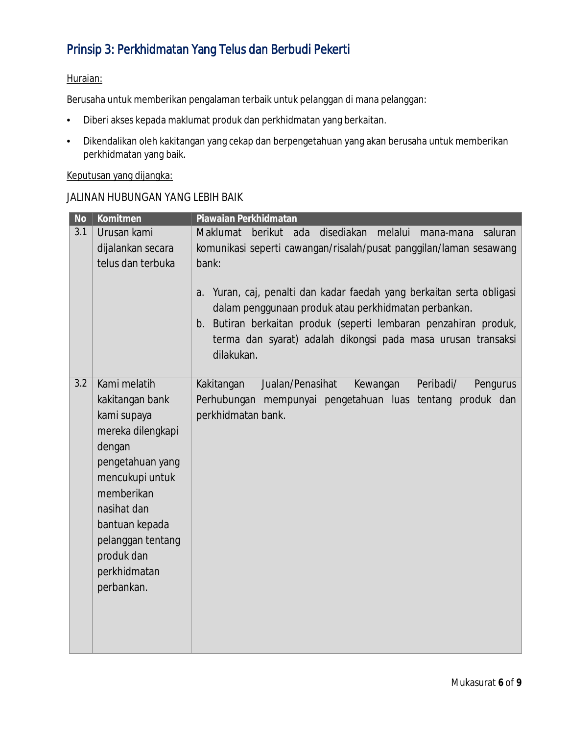## Prinsip 3: Perkhidmatan Yang Telus dan Berbudi Pekerti

Huraian:

Berusaha untuk memberikan pengalaman terbaik untuk pelanggan di mana pelanggan:

- Diberi akses kepada maklumat produk dan perkhidmatan yang berkaitan.
- Dikendalikan oleh kakitangan yang cekap dan berpengetahuan yang akan berusaha untuk memberikan perkhidmatan yang baik.

Keputusan yang dijangka:

JALINAN HUBUNGAN YANG LEBIH BAIK

| No | Komitmen | Piawaian Perkhidmatan |
|---|---|---|
| 3.1 | Urusan kami dijalankan secara telus dan terbuka | Maklumat berikut ada disediakan melalui mana-mana saluran komunikasi seperti cawangan/risalah/pusat panggilan/laman sesawang bank:<br><br>a. Yuran, caj, penalti dan kadar faedah yang berkaitan serta obligasi dalam penggunaan produk atau perkhidmatan perbankan.<br>b. Butiran berkaitan produk (seperti lembaran penzahiran produk, terma dan syarat) adalah dikongsi pada masa urusan transaksi dilakukan. |
| 3.2 | Kami melatih kakitangan bank kami supaya mereka dilengkapi dengan pengetahuan yang mencukupi untuk memberikan nasihat dan bantuan kepada pelanggan tentang produk dan perkhidmatan perbankan. | Kakitangan Jualan/Penasihat Kewangan Peribadi/ Pengurus Perhubungan mempunyai pengetahuan luas tentang produk dan perkhidmatan bank. |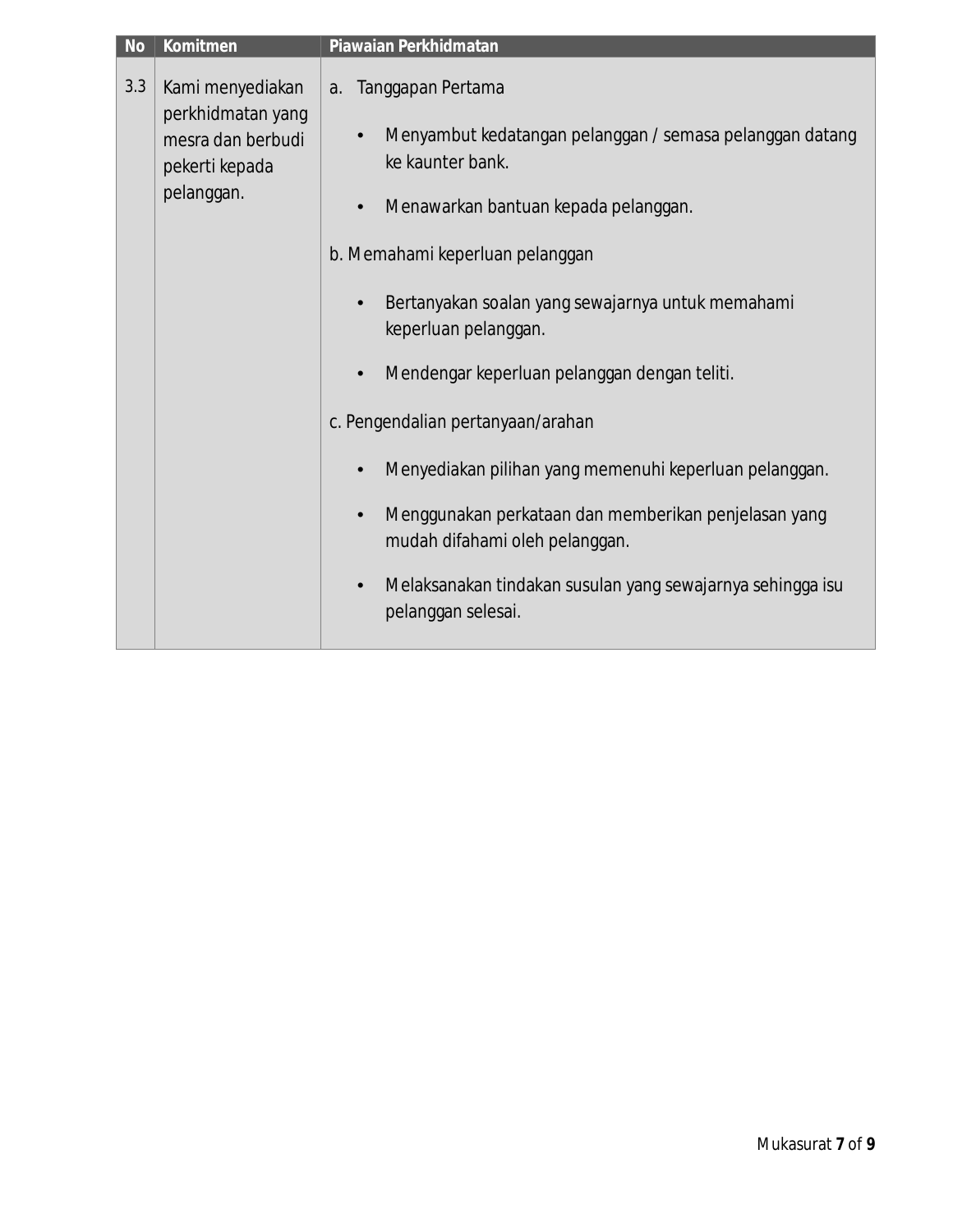| No | Komitmen | Piawaian Perkhidmatan |
|---|---|---|
| 3.3 | Kami menyediakan perkhidmatan yang mesra dan berbudi pekerti kepada pelanggan. | a. Tanggapan Pertama<br>• Menyambut kedatangan pelanggan / semasa pelanggan datang ke kaunter bank.<br>• Menawarkan bantuan kepada pelanggan.<br>b. Memahami keperluan pelanggan<br>• Bertanyakan soalan yang sewajarnya untuk memahami keperluan pelanggan.<br>• Mendengar keperluan pelanggan dengan teliti.<br>c. Pengendalian pertanyaan/arahan<br>• Menyediakan pilihan yang memenuhi keperluan pelanggan.<br>• Menggunakan perkataan dan memberikan penjelasan yang mudah difahami oleh pelanggan.<br>• Melaksanakan tindakan susulan yang sewajarnya sehingga isu pelanggan selesai. |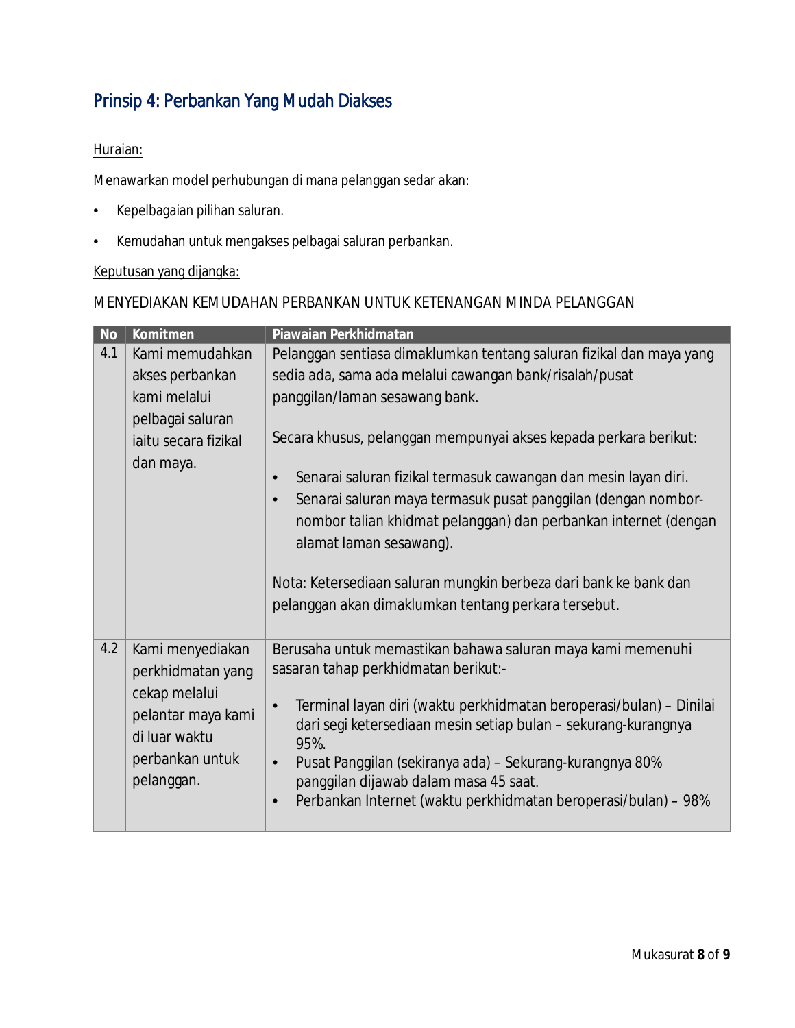## Prinsip 4: Perbankan Yang Mudah Diakses

Huraian:

Menawarkan model perhubungan di mana pelanggan sedar akan:

- Kepelbagaian pilihan saluran.
- Kemudahan untuk mengakses pelbagai saluran perbankan.

Keputusan yang dijangka:

MENYEDIAKAN KEMUDAHAN PERBANKAN UNTUK KETENANGAN MINDA PELANGGAN

| No | Komitmen | Piawaian Perkhidmatan |
|---|---|---|
| 4.1 | Kami memudahkan akses perbankan kami melalui pelbagai saluran iaitu secara fizikal dan maya. | Pelanggan sentiasa dimaklumkan tentang saluran fizikal dan maya yang sedia ada, sama ada melalui cawangan bank/risalah/pusat panggilan/laman sesawang bank.<br><br>Secara khusus, pelanggan mempunyai akses kepada perkara berikut:<br><br>• Senarai saluran fizikal termasuk cawangan dan mesin layan diri.<br>• Senarai saluran maya termasuk pusat panggilan (dengan nombor-nombor talian khidmat pelanggan) dan perbankan internet (dengan alamat laman sesawang).<br><br>Nota: Ketersediaan saluran mungkin berbeza dari bank ke bank dan pelanggan akan dimaklumkan tentang perkara tersebut. |
| 4.2 | Kami menyediakan perkhidmatan yang cekap melalui pelantar maya kami di luar waktu perbankan untuk pelanggan. | Berusaha untuk memastikan bahawa saluran maya kami memenuhi sasaran tahap perkhidmatan berikut:-<br><br>• Terminal layan diri (waktu perkhidmatan beroperasi/bulan) – Dinilai dari segi ketersediaan mesin setiap bulan – sekurang-kurangnya 95%.<br>• Pusat Panggilan (sekiranya ada) – Sekurang-kurangnya 80% panggilan dijawab dalam masa 45 saat.<br>• Perbankan Internet (waktu perkhidmatan beroperasi/bulan) – 98% |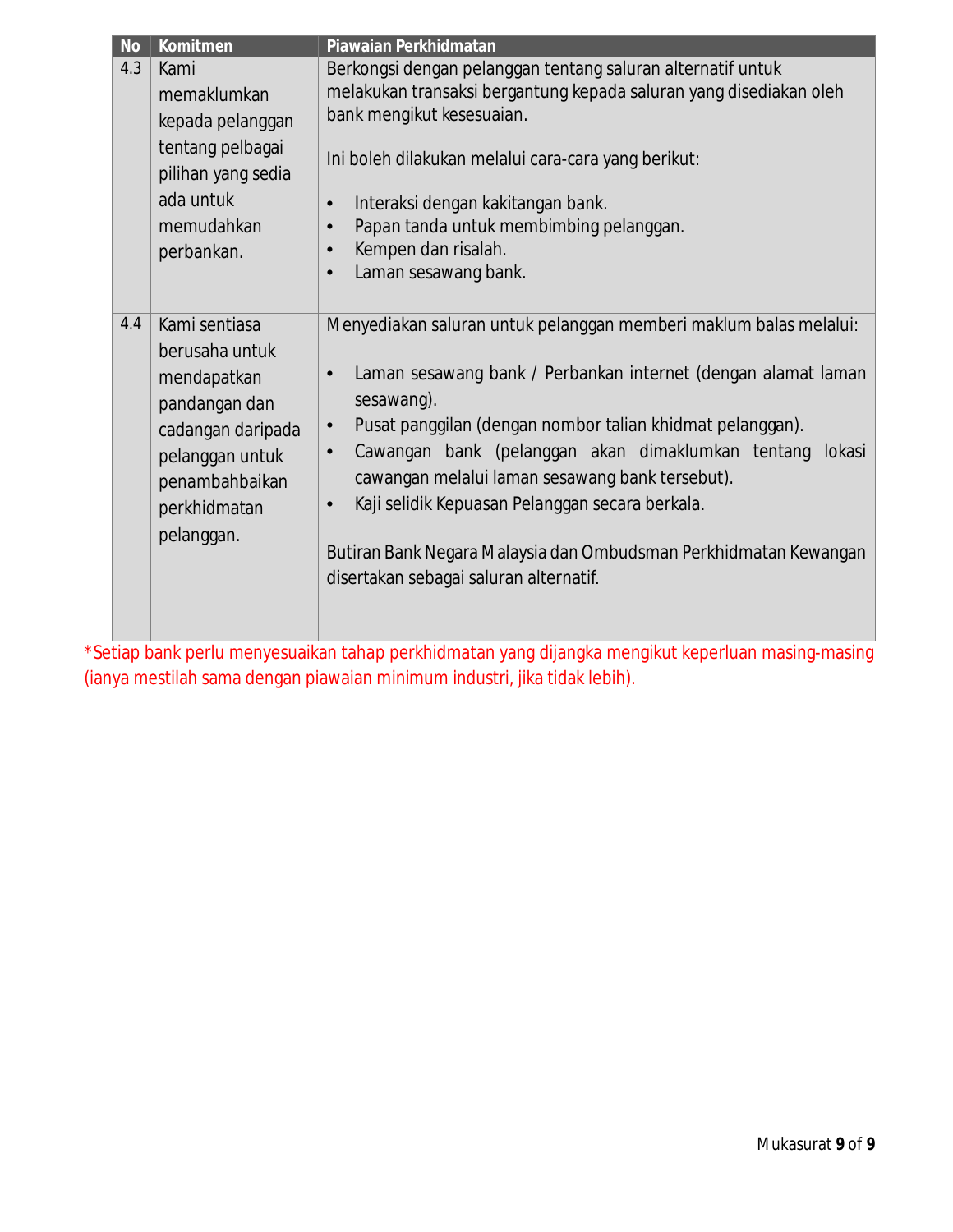| No | Komitmen | Piawaian Perkhidmatan |
|---|---|---|
| 4.3 | Kami memaklumkan kepada pelanggan tentang pelbagai pilihan yang sedia ada untuk memudahkan perbankan. | Berkongsi dengan pelanggan tentang saluran alternatif untuk melakukan transaksi bergantung kepada saluran yang disediakan oleh bank mengikut kesesuaian.<br><br>Ini boleh dilakukan melalui cara-cara yang berikut:<br><br>• Interaksi dengan kakitangan bank.<br>• Papan tanda untuk membimbing pelanggan.<br>• Kempen dan risalah.<br>• Laman sesawang bank. |
| 4.4 | Kami sentiasa berusaha untuk mendapatkan pandangan dan cadangan daripada pelanggan untuk penambahbaikan perkhidmatan pelanggan. | Menyediakan saluran untuk pelanggan memberi maklum balas melalui:<br><br>• Laman sesawang bank / Perbankan internet (dengan alamat laman sesawang).<br>• Pusat panggilan (dengan nombor talian khidmat pelanggan).<br>• Cawangan bank (pelanggan akan dimaklumkan tentang lokasi cawangan melalui laman sesawang bank tersebut).<br>• Kaji selidik Kepuasan Pelanggan secara berkala.<br><br>Butiran Bank Negara Malaysia dan Ombudsman Perkhidmatan Kewangan disertakan sebagai saluran alternatif. |

*Setiap bank perlu menyesuaikan tahap perkhidmatan yang dijangka mengikut keperluan masing-masing (ianya mestilah sama dengan piawaian minimum industri, jika tidak lebih).